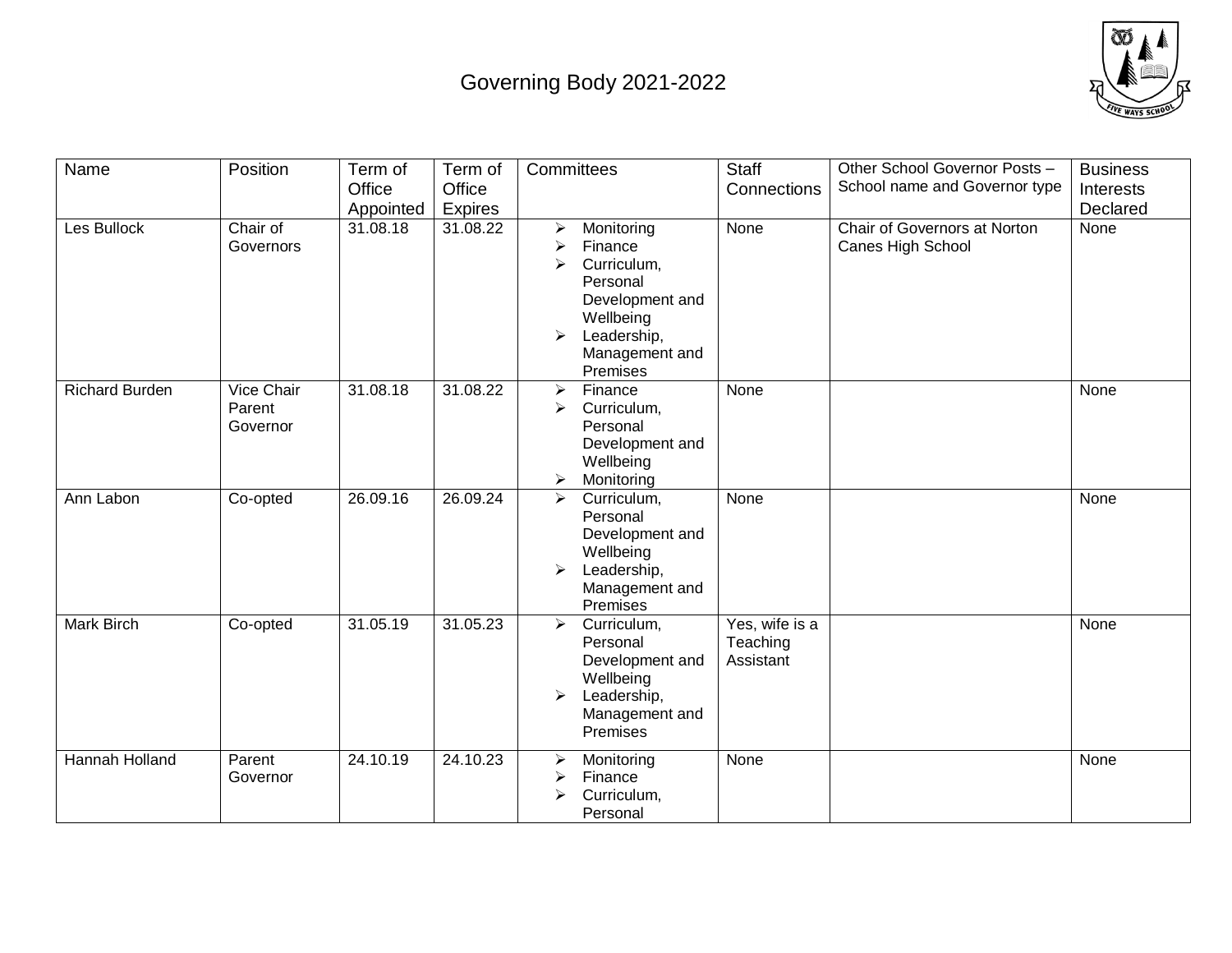# Governing Body 2021-2022

| Name | Position | Term of Office Appointed | Term of Office Expires | Committees | Staff Connections | Other School Governor Posts – School name and Governor type | Business Interests Declared |
|---|---|---|---|---|---|---|---|
| Les Bullock | Chair of Governors | 31.08.18 | 31.08.22 | ➢ Monitoring<br>➢ Finance<br>➢ Curriculum, Personal Development and Wellbeing<br>➢ Leadership, Management and Premises | None | Chair of Governors at Norton Canes High School | None |
| Richard Burden | Vice Chair Parent Governor | 31.08.18 | 31.08.22 | ➢ Finance<br>➢ Curriculum, Personal Development and Wellbeing<br>➢ Monitoring | None | | None |
| Ann Labon | Co-opted | 26.09.16 | 26.09.24 | ➢ Curriculum, Personal Development and Wellbeing<br>➢ Leadership, Management and Premises | None | | None |
| Mark Birch | Co-opted | 31.05.19 | 31.05.23 | ➢ Curriculum, Personal Development and Wellbeing<br>➢ Leadership, Management and Premises | Yes, wife is a Teaching Assistant | | None |
| Hannah Holland | Parent Governor | 24.10.19 | 24.10.23 | ➢ Monitoring<br>➢ Finance<br>➢ Curriculum, Personal | None | | None |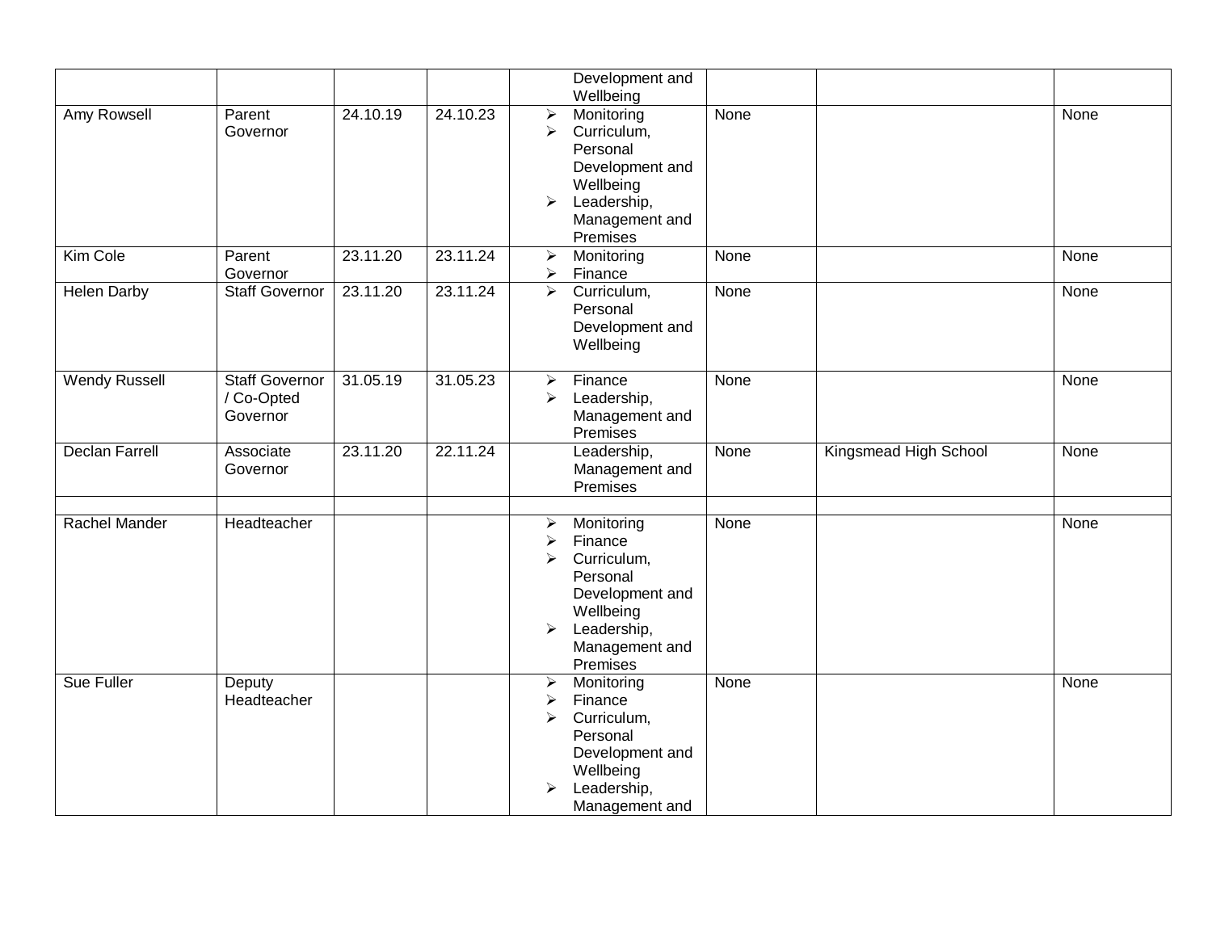| | | | | Development and Wellbeing | | | |
|---|---|---|---|---|---|---|---|
| Amy Rowsell | Parent Governor | 24.10.19 | 24.10.23 | ➢ Monitoring<br>➢ Curriculum, Personal Development and Wellbeing<br>➢ Leadership, Management and Premises | None | | None |
| Kim Cole | Parent Governor | 23.11.20 | 23.11.24 | ➢ Monitoring<br>➢ Finance | None | | None |
| Helen Darby | Staff Governor | 23.11.20 | 23.11.24 | ➢ Curriculum, Personal Development and Wellbeing | None | | None |
| Wendy Russell | Staff Governor / Co-Opted Governor | 31.05.19 | 31.05.23 | ➢ Finance<br>➢ Leadership, Management and Premises | None | | None |
| Declan Farrell | Associate Governor | 23.11.20 | 22.11.24 | Leadership, Management and Premises | None | Kingsmead High School | None |
| | | | | | | | |
| Rachel Mander | Headteacher | | | ➢ Monitoring<br>➢ Finance<br>➢ Curriculum, Personal Development and Wellbeing<br>➢ Leadership, Management and Premises | None | | None |
| Sue Fuller | Deputy Headteacher | | | ➢ Monitoring<br>➢ Finance<br>➢ Curriculum, Personal Development and Wellbeing<br>➢ Leadership, Management and | None | | None |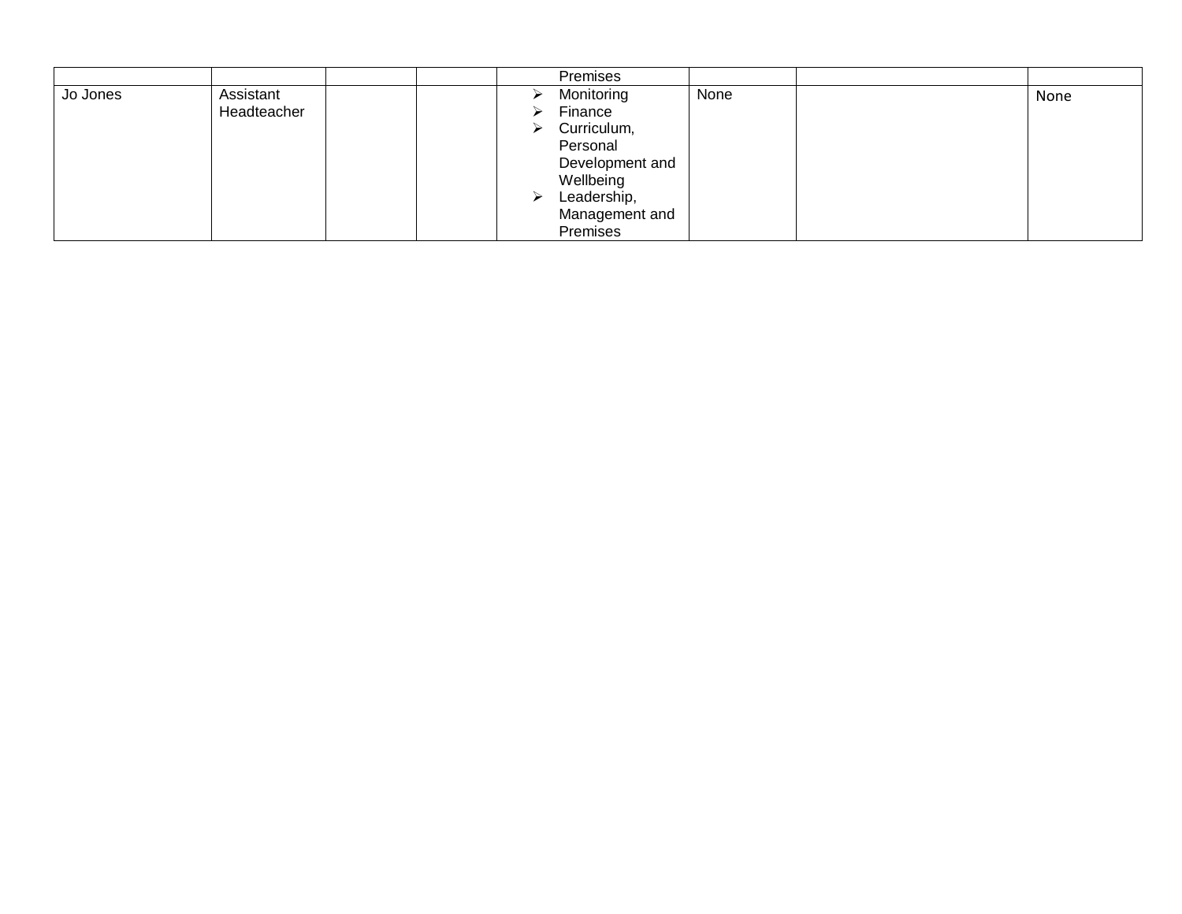| | | | | | | | |
|---|---|---|---|---|---|---|---|
| | | | | Premises | | | |
| Jo Jones | Assistant Headteacher | | | ➢ Monitoring<br>➢ Finance<br>➢ Curriculum, Personal Development and Wellbeing<br>➢ Leadership, Management and Premises | None | | None |